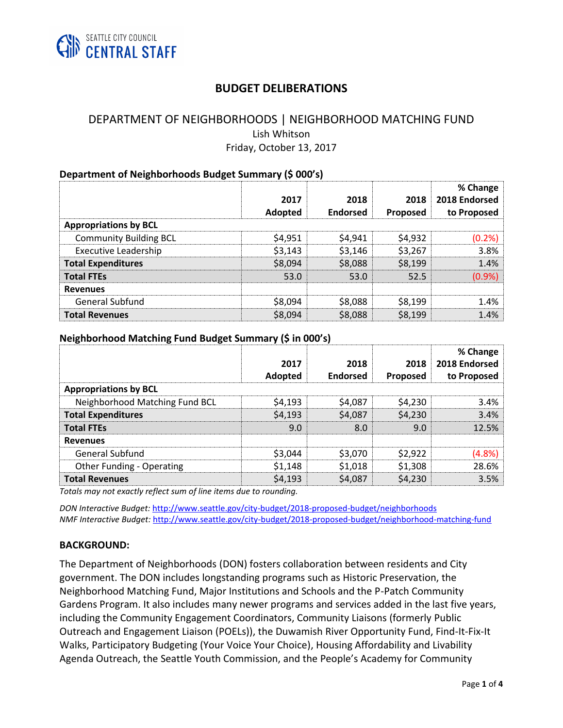SEATTLE CITY COUNCIL
CENTRAL STAFF

# BUDGET DELIBERATIONS

## DEPARTMENT OF NEIGHBORHOODS | NEIGHBORHOOD MATCHING FUND

Lish Whitson

Friday, October 13, 2017

**Department of Neighborhoods Budget Summary ($ 000's)**

| | 2017 Adopted | 2018 Endorsed | 2018 Proposed | % Change 2018 Endorsed to Proposed |
|---|---|---|---|---|
| **Appropriations by BCL** | | | | |
| Community Building BCL | $4,951 | $4,941 | $4,932 | (0.2%) |
| Executive Leadership | $3,143 | $3,146 | $3,267 | 3.8% |
| **Total Expenditures** | $8,094 | $8,088 | $8,199 | 1.4% |
| **Total FTEs** | 53.0 | 53.0 | 52.5 | (0.9%) |
| **Revenues** | | | | |
| General Subfund | $8,094 | $8,088 | $8,199 | 1.4% |
| **Total Revenues** | $8,094 | $8,088 | $8,199 | 1.4% |

**Neighborhood Matching Fund Budget Summary ($ in 000's)**

| | 2017 Adopted | 2018 Endorsed | 2018 Proposed | % Change 2018 Endorsed to Proposed |
|---|---|---|---|---|
| **Appropriations by BCL** | | | | |
| Neighborhood Matching Fund BCL | $4,193 | $4,087 | $4,230 | 3.4% |
| **Total Expenditures** | $4,193 | $4,087 | $4,230 | 3.4% |
| **Total FTEs** | 9.0 | 8.0 | 9.0 | 12.5% |
| **Revenues** | | | | |
| General Subfund | $3,044 | $3,070 | $2,922 | (4.8%) |
| Other Funding - Operating | $1,148 | $1,018 | $1,308 | 28.6% |
| **Total Revenues** | $4,193 | $4,087 | $4,230 | 3.5% |

*Totals may not exactly reflect sum of line items due to rounding.*

*DON Interactive Budget:* http://www.seattle.gov/city-budget/2018-proposed-budget/neighborhoods
*NMF Interactive Budget:* http://www.seattle.gov/city-budget/2018-proposed-budget/neighborhood-matching-fund

**BACKGROUND:**

The Department of Neighborhoods (DON) fosters collaboration between residents and City government. The DON includes longstanding programs such as Historic Preservation, the Neighborhood Matching Fund, Major Institutions and Schools and the P-Patch Community Gardens Program. It also includes many newer programs and services added in the last five years, including the Community Engagement Coordinators, Community Liaisons (formerly Public Outreach and Engagement Liaison (POELs)), the Duwamish River Opportunity Fund, Find-It-Fix-It Walks, Participatory Budgeting (Your Voice Your Choice), Housing Affordability and Livability Agenda Outreach, the Seattle Youth Commission, and the People's Academy for Community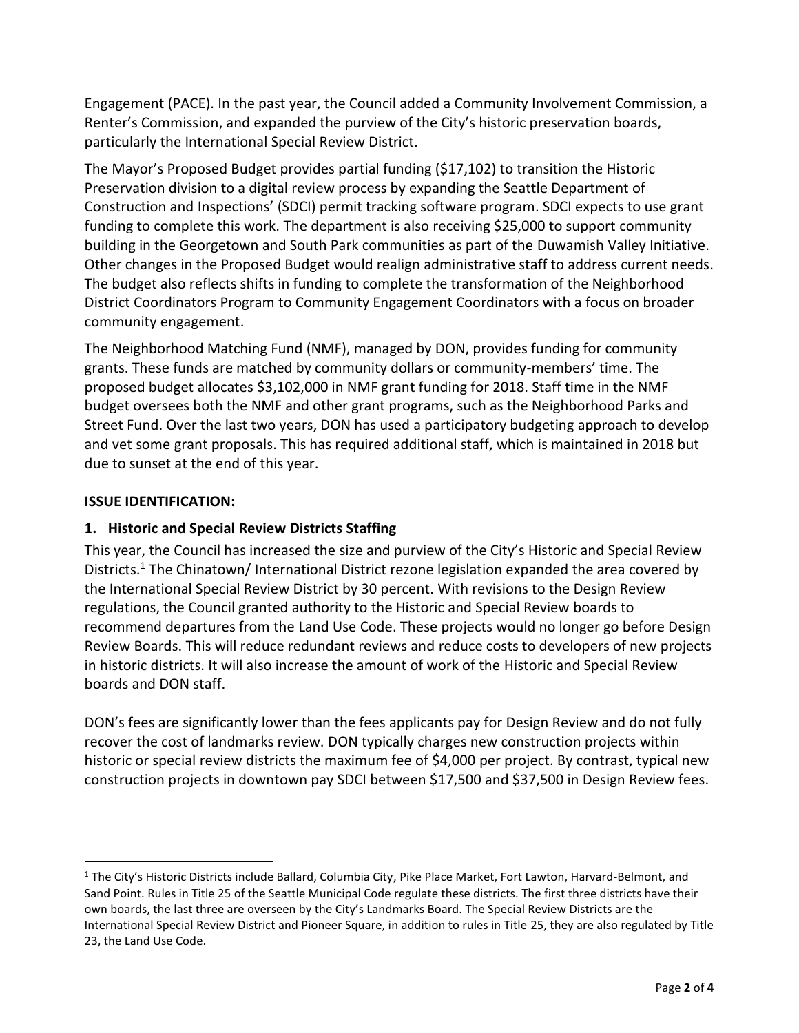Engagement (PACE). In the past year, the Council added a Community Involvement Commission, a Renter's Commission, and expanded the purview of the City's historic preservation boards, particularly the International Special Review District.

The Mayor's Proposed Budget provides partial funding ($17,102) to transition the Historic Preservation division to a digital review process by expanding the Seattle Department of Construction and Inspections' (SDCI) permit tracking software program. SDCI expects to use grant funding to complete this work. The department is also receiving $25,000 to support community building in the Georgetown and South Park communities as part of the Duwamish Valley Initiative. Other changes in the Proposed Budget would realign administrative staff to address current needs. The budget also reflects shifts in funding to complete the transformation of the Neighborhood District Coordinators Program to Community Engagement Coordinators with a focus on broader community engagement.

The Neighborhood Matching Fund (NMF), managed by DON, provides funding for community grants. These funds are matched by community dollars or community-members' time. The proposed budget allocates $3,102,000 in NMF grant funding for 2018. Staff time in the NMF budget oversees both the NMF and other grant programs, such as the Neighborhood Parks and Street Fund. Over the last two years, DON has used a participatory budgeting approach to develop and vet some grant proposals. This has required additional staff, which is maintained in 2018 but due to sunset at the end of this year.

## ISSUE IDENTIFICATION:

### 1. Historic and Special Review Districts Staffing

This year, the Council has increased the size and purview of the City's Historic and Special Review Districts.[1] The Chinatown/ International District rezone legislation expanded the area covered by the International Special Review District by 30 percent. With revisions to the Design Review regulations, the Council granted authority to the Historic and Special Review boards to recommend departures from the Land Use Code. These projects would no longer go before Design Review Boards. This will reduce redundant reviews and reduce costs to developers of new projects in historic districts. It will also increase the amount of work of the Historic and Special Review boards and DON staff.

DON's fees are significantly lower than the fees applicants pay for Design Review and do not fully recover the cost of landmarks review. DON typically charges new construction projects within historic or special review districts the maximum fee of $4,000 per project. By contrast, typical new construction projects in downtown pay SDCI between $17,500 and $37,500 in Design Review fees.

---

[1] The City's Historic Districts include Ballard, Columbia City, Pike Place Market, Fort Lawton, Harvard-Belmont, and Sand Point. Rules in Title 25 of the Seattle Municipal Code regulate these districts. The first three districts have their own boards, the last three are overseen by the City's Landmarks Board. The Special Review Districts are the International Special Review District and Pioneer Square, in addition to rules in Title 25, they are also regulated by Title 23, the Land Use Code.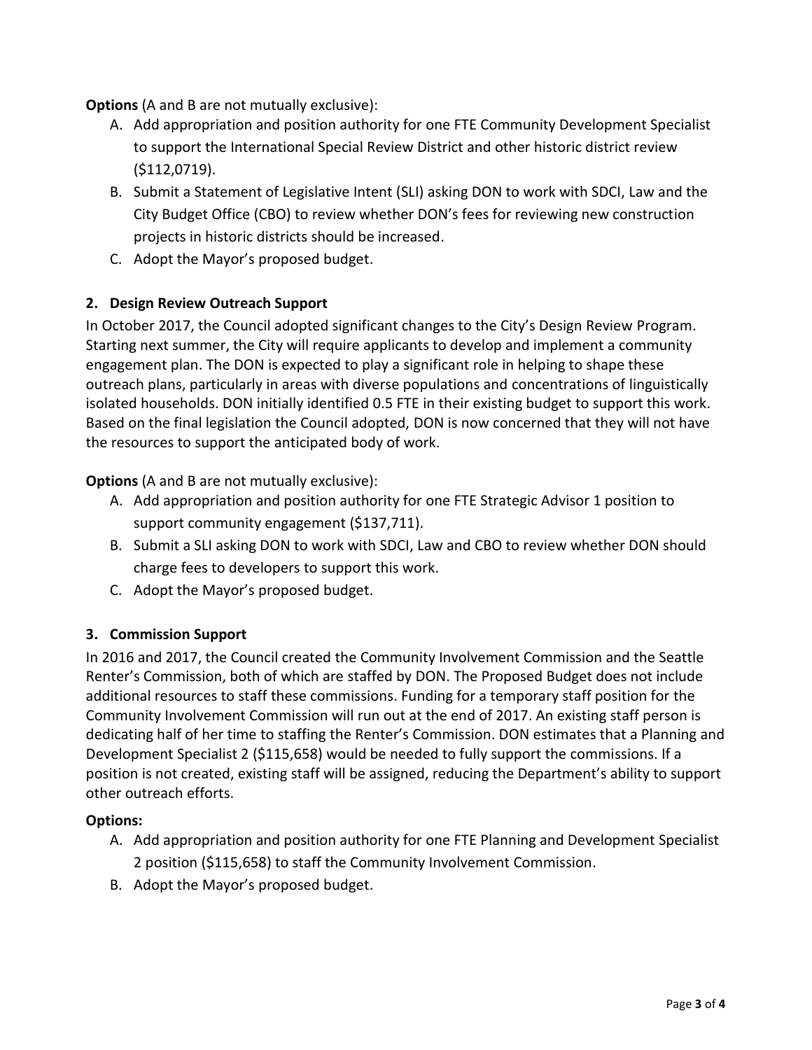**Options** (A and B are not mutually exclusive):

A. Add appropriation and position authority for one FTE Community Development Specialist to support the International Special Review District and other historic district review ($112,0719).
B. Submit a Statement of Legislative Intent (SLI) asking DON to work with SDCI, Law and the City Budget Office (CBO) to review whether DON's fees for reviewing new construction projects in historic districts should be increased.
C. Adopt the Mayor's proposed budget.

**2. Design Review Outreach Support**

In October 2017, the Council adopted significant changes to the City's Design Review Program. Starting next summer, the City will require applicants to develop and implement a community engagement plan. The DON is expected to play a significant role in helping to shape these outreach plans, particularly in areas with diverse populations and concentrations of linguistically isolated households. DON initially identified 0.5 FTE in their existing budget to support this work. Based on the final legislation the Council adopted, DON is now concerned that they will not have the resources to support the anticipated body of work.

**Options** (A and B are not mutually exclusive):

A. Add appropriation and position authority for one FTE Strategic Advisor 1 position to support community engagement ($137,711).
B. Submit a SLI asking DON to work with SDCI, Law and CBO to review whether DON should charge fees to developers to support this work.
C. Adopt the Mayor's proposed budget.

**3. Commission Support**

In 2016 and 2017, the Council created the Community Involvement Commission and the Seattle Renter's Commission, both of which are staffed by DON. The Proposed Budget does not include additional resources to staff these commissions. Funding for a temporary staff position for the Community Involvement Commission will run out at the end of 2017. An existing staff person is dedicating half of her time to staffing the Renter's Commission. DON estimates that a Planning and Development Specialist 2 ($115,658) would be needed to fully support the commissions. If a position is not created, existing staff will be assigned, reducing the Department's ability to support other outreach efforts.

**Options:**

A. Add appropriation and position authority for one FTE Planning and Development Specialist 2 position ($115,658) to staff the Community Involvement Commission.
B. Adopt the Mayor's proposed budget.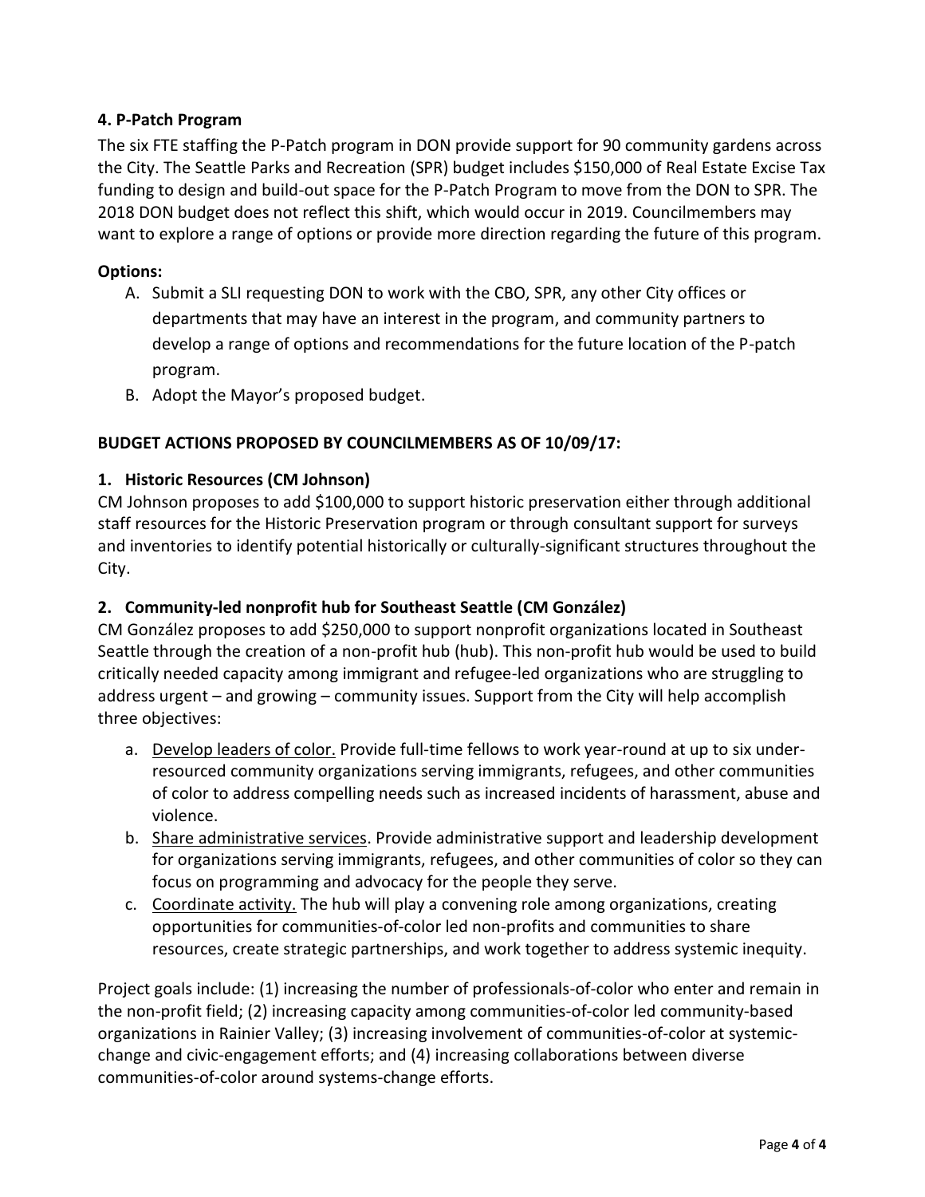**4. P-Patch Program**

The six FTE staffing the P-Patch program in DON provide support for 90 community gardens across the City. The Seattle Parks and Recreation (SPR) budget includes $150,000 of Real Estate Excise Tax funding to design and build-out space for the P-Patch Program to move from the DON to SPR. The 2018 DON budget does not reflect this shift, which would occur in 2019. Councilmembers may want to explore a range of options or provide more direction regarding the future of this program.

**Options:**

A. Submit a SLI requesting DON to work with the CBO, SPR, any other City offices or departments that may have an interest in the program, and community partners to develop a range of options and recommendations for the future location of the P-patch program.
B. Adopt the Mayor's proposed budget.

**BUDGET ACTIONS PROPOSED BY COUNCILMEMBERS AS OF 10/09/17:**

**1. Historic Resources (CM Johnson)**

CM Johnson proposes to add $100,000 to support historic preservation either through additional staff resources for the Historic Preservation program or through consultant support for surveys and inventories to identify potential historically or culturally-significant structures throughout the City.

**2. Community-led nonprofit hub for Southeast Seattle (CM González)**

CM González proposes to add $250,000 to support nonprofit organizations located in Southeast Seattle through the creation of a non-profit hub (hub). This non-profit hub would be used to build critically needed capacity among immigrant and refugee-led organizations who are struggling to address urgent – and growing – community issues. Support from the City will help accomplish three objectives:

a. Develop leaders of color. Provide full-time fellows to work year-round at up to six under-resourced community organizations serving immigrants, refugees, and other communities of color to address compelling needs such as increased incidents of harassment, abuse and violence.
b. Share administrative services. Provide administrative support and leadership development for organizations serving immigrants, refugees, and other communities of color so they can focus on programming and advocacy for the people they serve.
c. Coordinate activity. The hub will play a convening role among organizations, creating opportunities for communities-of-color led non-profits and communities to share resources, create strategic partnerships, and work together to address systemic inequity.

Project goals include: (1) increasing the number of professionals-of-color who enter and remain in the non-profit field; (2) increasing capacity among communities-of-color led community-based organizations in Rainier Valley; (3) increasing involvement of communities-of-color at systemic-change and civic-engagement efforts; and (4) increasing collaborations between diverse communities-of-color around systems-change efforts.